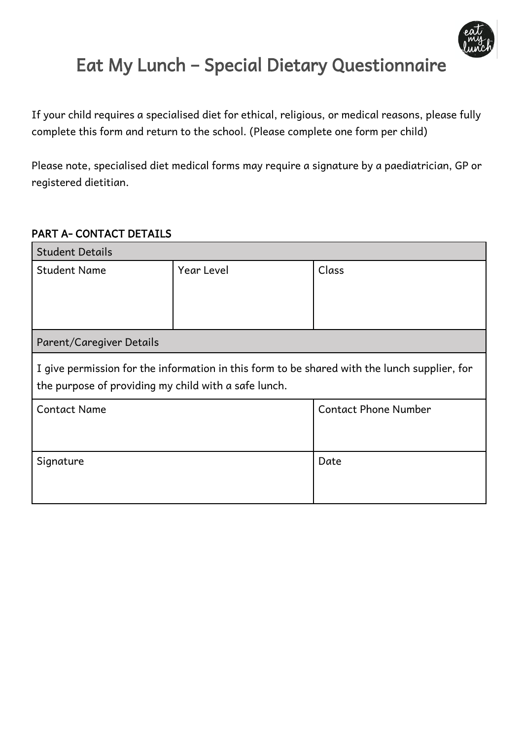# Eat My Lunch – Special Dietary Questionnaire

If your child requires a specialised diet for ethical, religious, or medical reasons, please fully complete this form and return to the school. (Please complete one form per child)

Please note, specialised diet medical forms may require a signature by a paediatrician, GP or registered dietitian.

## PART A- CONTACT DETAILS

| Student Details | | |
|---|---|---|
| Student Name | Year Level | Class |
| Parent/Caregiver Details | | |
| I give permission for the information in this form to be shared with the lunch supplier, for the purpose of providing my child with a safe lunch. | | |
| Contact Name | | Contact Phone Number |
| Signature | | Date |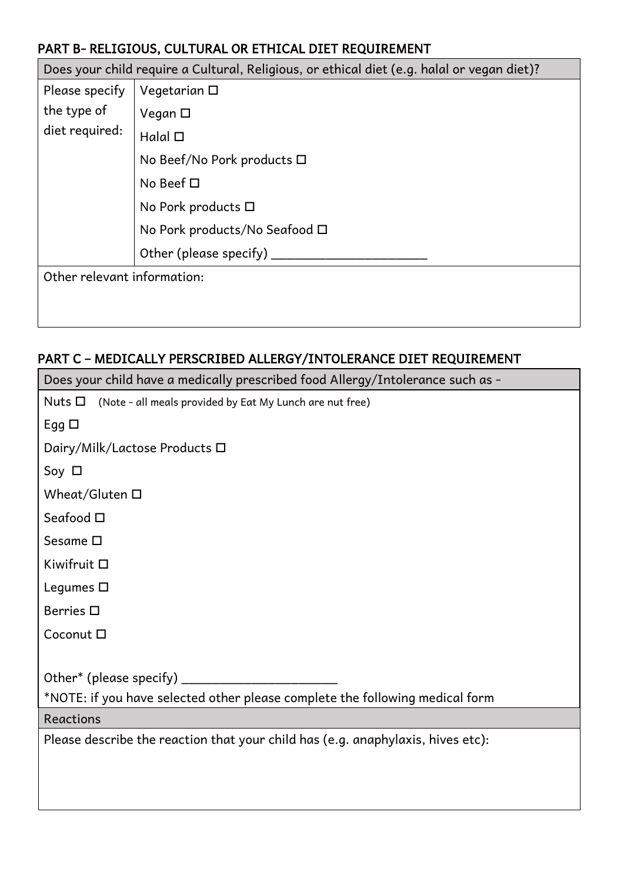## PART B- RELIGIOUS, CULTURAL OR ETHICAL DIET REQUIREMENT

| Does your child require a Cultural, Religious, or ethical diet (e.g. halal or vegan diet)? | |
|---|---|
| Please specify the type of diet required: | Vegetarian ☐ |
| | Vegan ☐ |
| | Halal ☐ |
| | No Beef/No Pork products ☐ |
| | No Beef ☐ |
| | No Pork products ☐ |
| | No Pork products/No Seafood ☐ |
| | Other (please specify) ______________________ |
| Other relevant information: | |

## PART C – MEDICALLY PERSCRIBED ALLERGY/INTOLERANCE DIET REQUIREMENT

| Does your child have a medically prescribed food Allergy/Intolerance such as - |
|---|
| Nuts ☐ (Note - all meals provided by Eat My Lunch are nut free) |
| Egg ☐ |
| Dairy/Milk/Lactose Products ☐ |
| Soy ☐ |
| Wheat/Gluten ☐ |
| Seafood ☐ |
| Sesame ☐ |
| Kiwifruit ☐ |
| Legumes ☐ |
| Berries ☐ |
| Coconut ☐ |
| Other* (please specify) ______________________ <br> *NOTE: if you have selected other please complete the following medical form |
| Reactions |
| Please describe the reaction that your child has (e.g. anaphylaxis, hives etc): |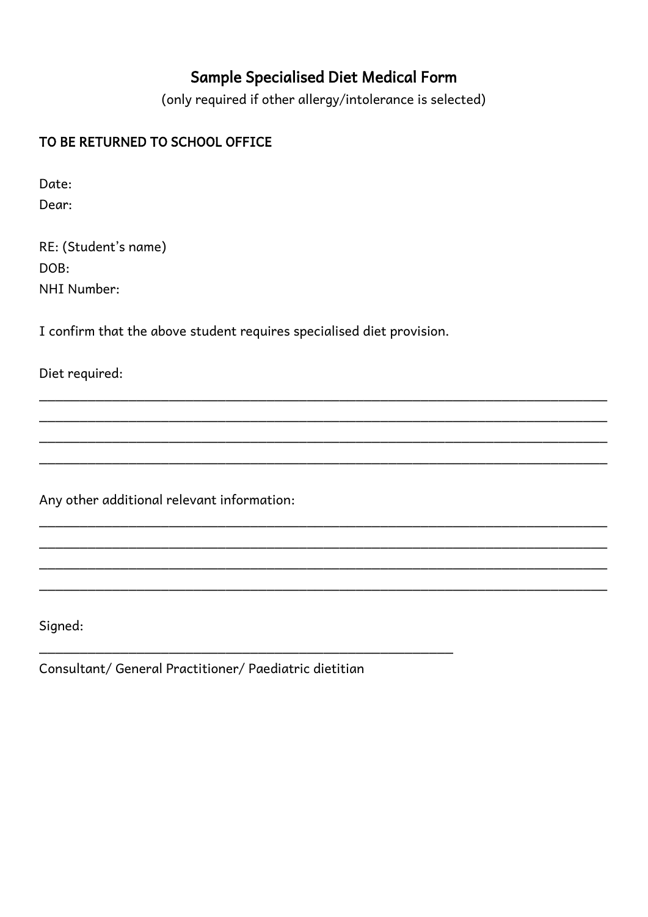## Sample Specialised Diet Medical Form

(only required if other allergy/intolerance is selected)

**TO BE RETURNED TO SCHOOL OFFICE**

Date:
Dear:

RE: (Student's name)
DOB:
NHI Number:

I confirm that the above student requires specialised diet provision.

Diet required:

______________________________________________________________________________
______________________________________________________________________________
______________________________________________________________________________
______________________________________________________________________________

Any other additional relevant information:

______________________________________________________________________________
______________________________________________________________________________
______________________________________________________________________________
______________________________________________________________________________

Signed:

_______________________________________________________

Consultant/ General Practitioner/ Paediatric dietitian